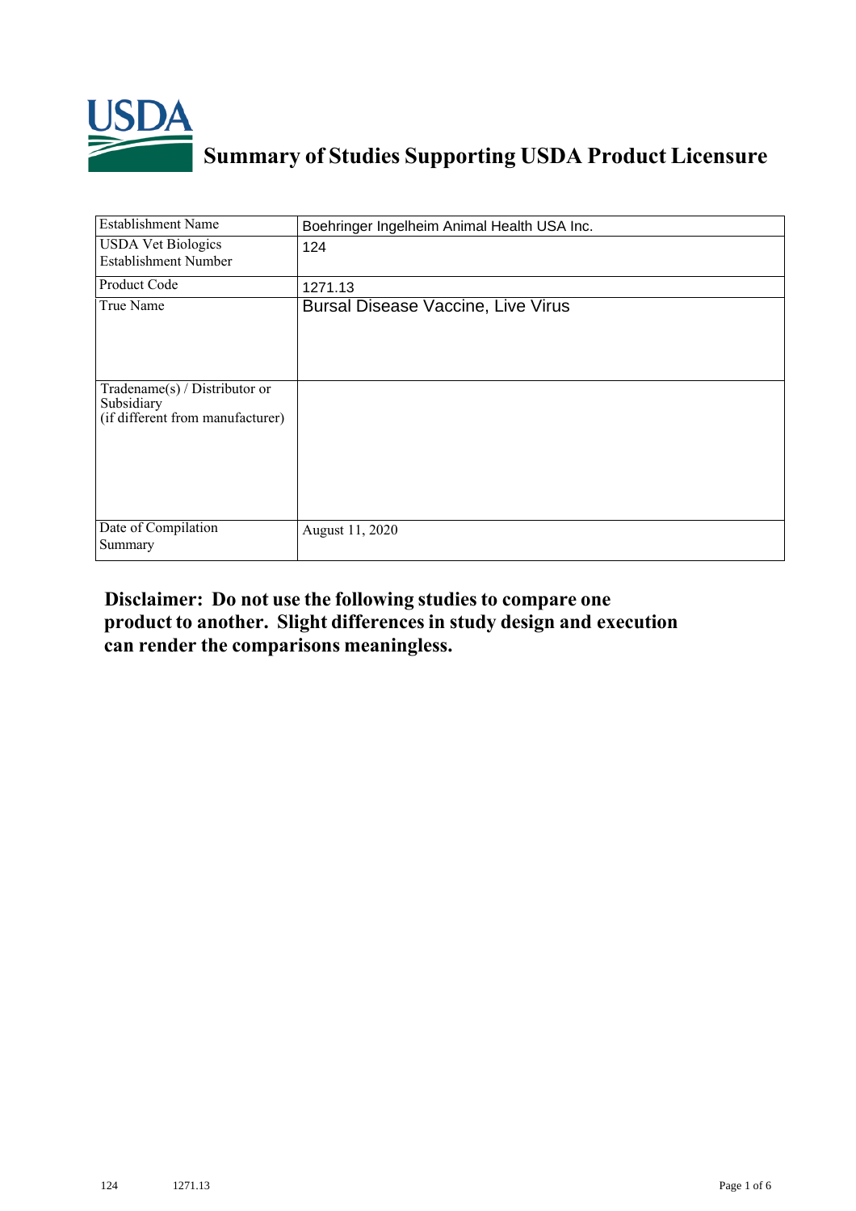# Summary of Studies Supporting USDA Product Licensure

| | |
|---|---|
| Establishment Name | Boehringer Ingelheim Animal Health USA Inc. |
| USDA Vet Biologics Establishment Number | 124 |
| Product Code | 1271.13 |
| True Name | Bursal Disease Vaccine, Live Virus |
| Tradename(s) / Distributor or Subsidiary (if different from manufacturer) | |
| Date of Compilation Summary | August 11, 2020 |

**Disclaimer: Do not use the following studies to compare one product to another. Slight differences in study design and execution can render the comparisons meaningless.**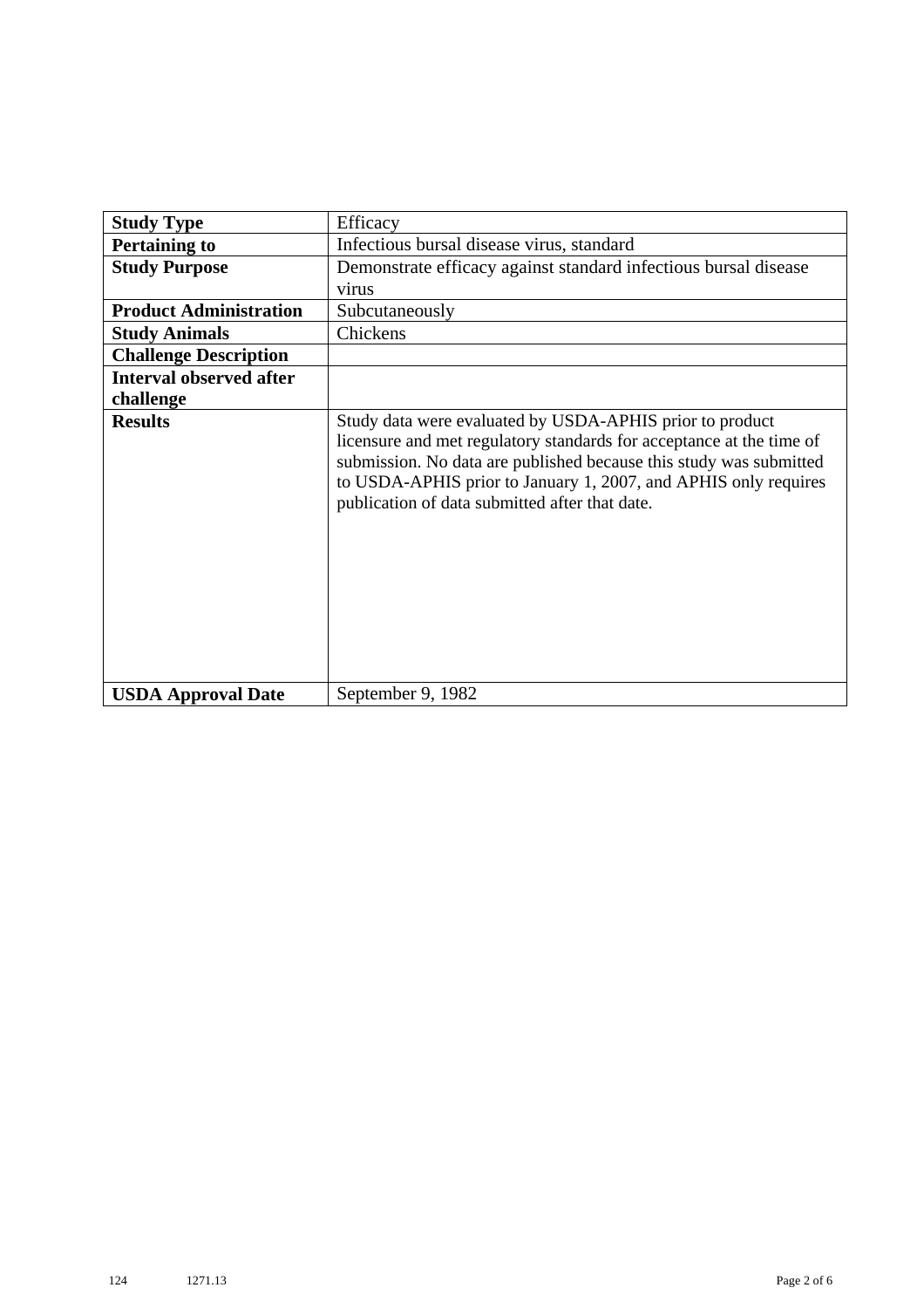| Study Type | Efficacy |
|---|---|
| **Pertaining to** | Infectious bursal disease virus, standard |
| **Study Purpose** | Demonstrate efficacy against standard infectious bursal disease virus |
| **Product Administration** | Subcutaneously |
| **Study Animals** | Chickens |
| **Challenge Description** | |
| **Interval observed after challenge** | |
| **Results** | Study data were evaluated by USDA-APHIS prior to product licensure and met regulatory standards for acceptance at the time of submission. No data are published because this study was submitted to USDA-APHIS prior to January 1, 2007, and APHIS only requires publication of data submitted after that date. |
| **USDA Approval Date** | September 9, 1982 |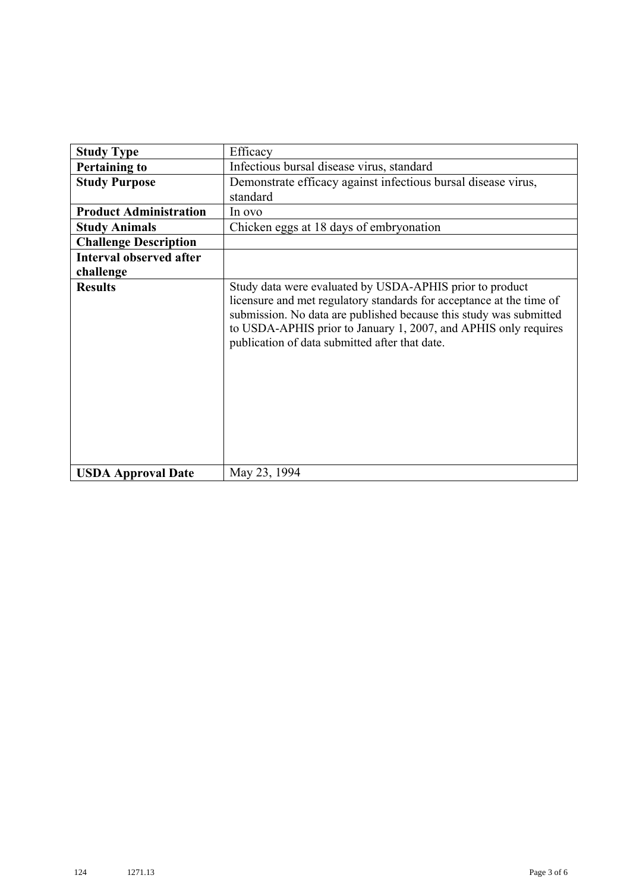| **Study Type** | Efficacy |
|---|---|
| **Pertaining to** | Infectious bursal disease virus, standard |
| **Study Purpose** | Demonstrate efficacy against infectious bursal disease virus, standard |
| **Product Administration** | In ovo |
| **Study Animals** | Chicken eggs at 18 days of embryonation |
| **Challenge Description** | |
| **Interval observed after challenge** | |
| **Results** | Study data were evaluated by USDA-APHIS prior to product licensure and met regulatory standards for acceptance at the time of submission. No data are published because this study was submitted to USDA-APHIS prior to January 1, 2007, and APHIS only requires publication of data submitted after that date. |
| **USDA Approval Date** | May 23, 1994 |

124 1271.13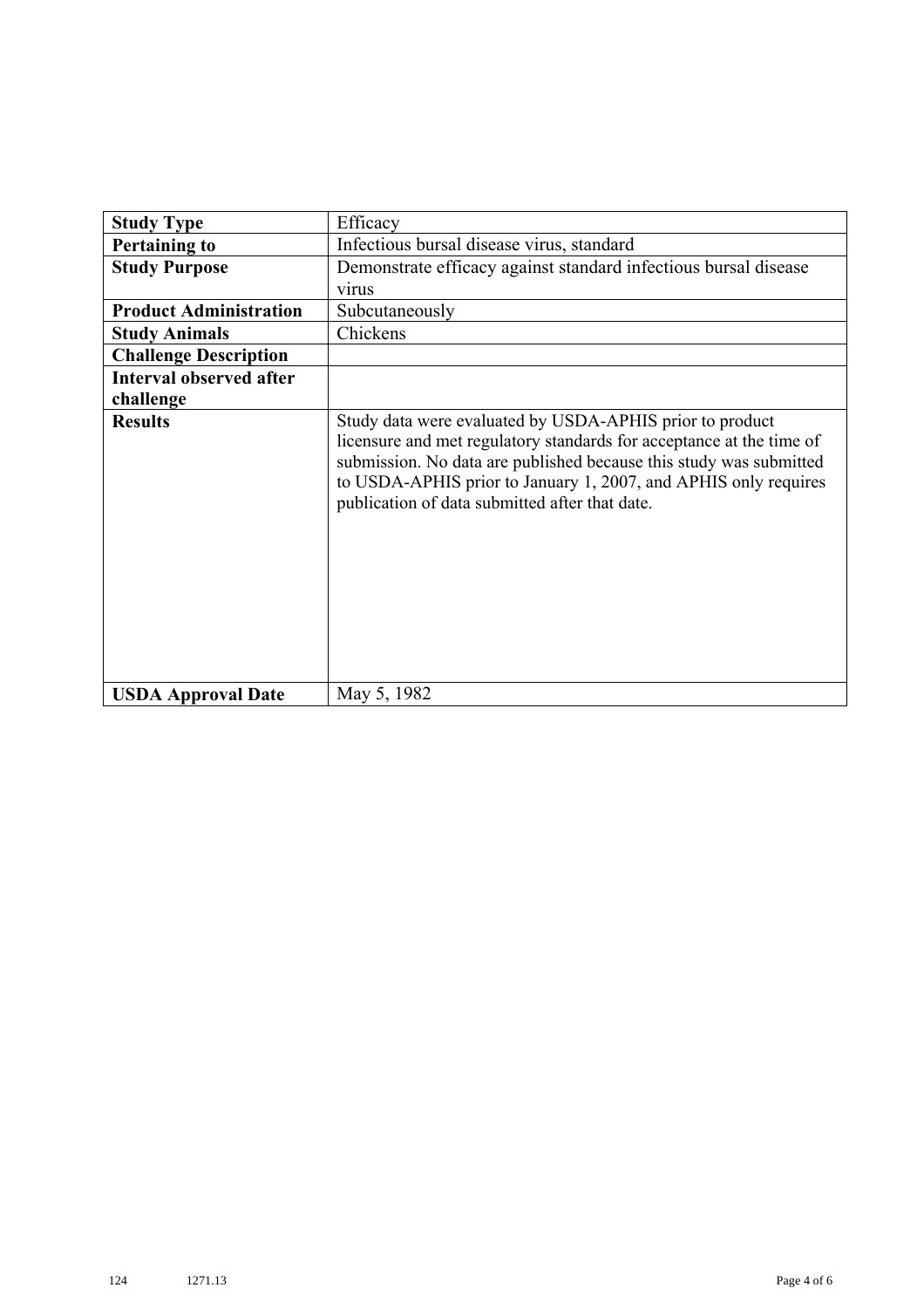| **Study Type** | Efficacy |
| --- | --- |
| **Pertaining to** | Infectious bursal disease virus, standard |
| **Study Purpose** | Demonstrate efficacy against standard infectious bursal disease virus |
| **Product Administration** | Subcutaneously |
| **Study Animals** | Chickens |
| **Challenge Description** | |
| **Interval observed after challenge** | |
| **Results** | Study data were evaluated by USDA-APHIS prior to product licensure and met regulatory standards for acceptance at the time of submission. No data are published because this study was submitted to USDA-APHIS prior to January 1, 2007, and APHIS only requires publication of data submitted after that date. |
| **USDA Approval Date** | May 5, 1982 |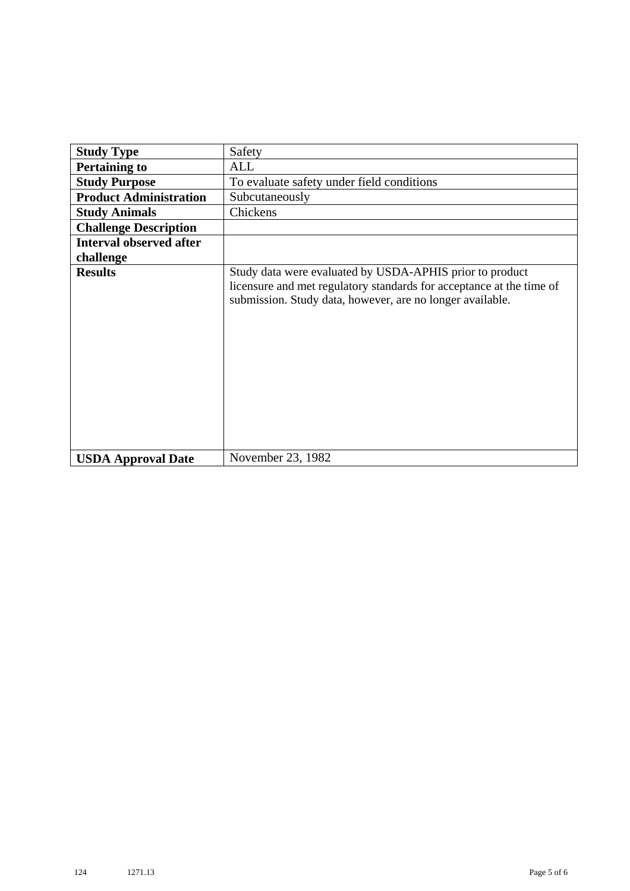| **Study Type** | Safety |
| --- | --- |
| **Pertaining to** | ALL |
| **Study Purpose** | To evaluate safety under field conditions |
| **Product Administration** | Subcutaneously |
| **Study Animals** | Chickens |
| **Challenge Description** | |
| **Interval observed after challenge** | |
| **Results** | Study data were evaluated by USDA-APHIS prior to product licensure and met regulatory standards for acceptance at the time of submission. Study data, however, are no longer available. |
| **USDA Approval Date** | November 23, 1982 |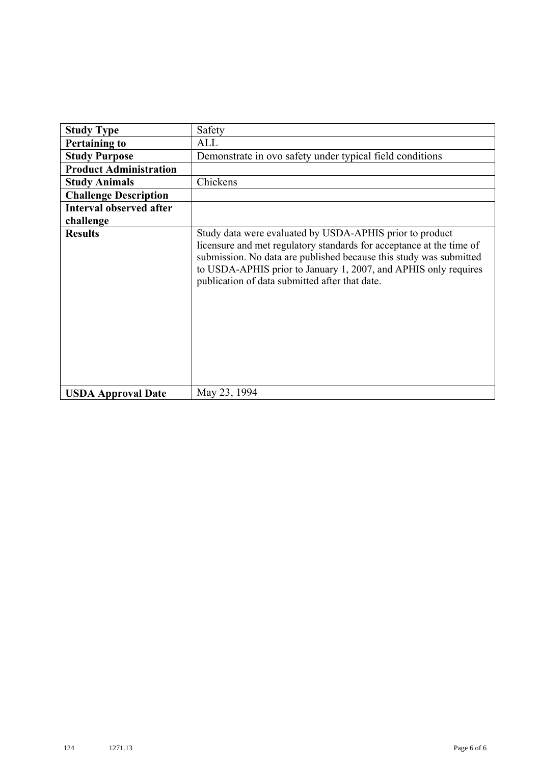| | |
|---|---|
| **Study Type** | Safety |
| **Pertaining to** | ALL |
| **Study Purpose** | Demonstrate in ovo safety under typical field conditions |
| **Product Administration** | |
| **Study Animals** | Chickens |
| **Challenge Description** | |
| **Interval observed after challenge** | |
| **Results** | Study data were evaluated by USDA-APHIS prior to product licensure and met regulatory standards for acceptance at the time of submission. No data are published because this study was submitted to USDA-APHIS prior to January 1, 2007, and APHIS only requires publication of data submitted after that date. |
| **USDA Approval Date** | May 23, 1994 |

124 1271.13